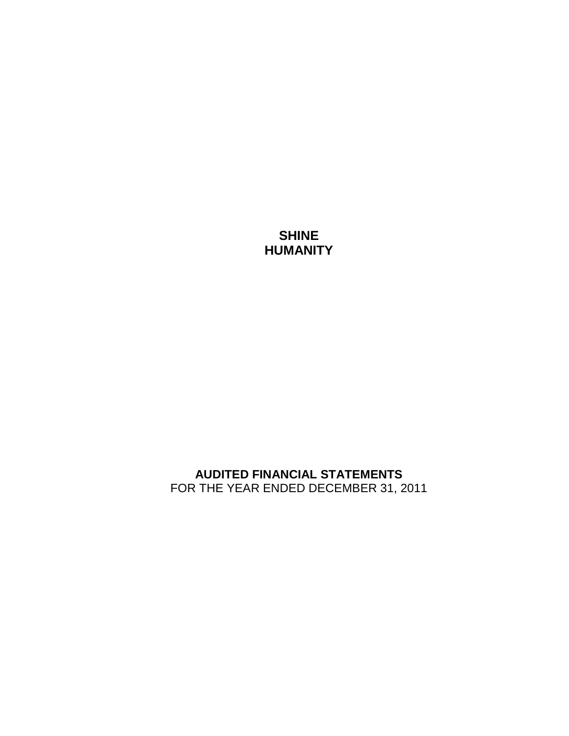# SHINE HUMANITY

**AUDITED FINANCIAL STATEMENTS**

FOR THE YEAR ENDED DECEMBER 31, 2011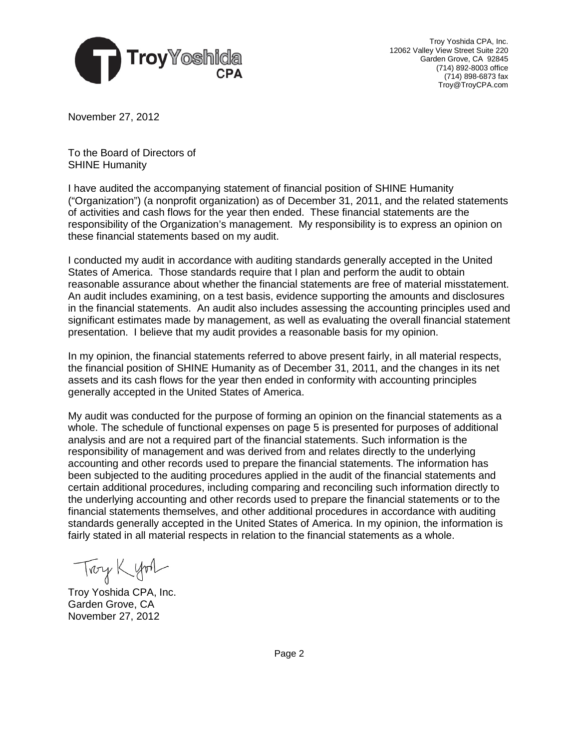Troy Yoshida CPA, Inc.
12062 Valley View Street Suite 220
Garden Grove, CA 92845
(714) 892-8003 office
(714) 898-6873 fax
Troy@TroyCPA.com

November 27, 2012

To the Board of Directors of
SHINE Humanity

I have audited the accompanying statement of financial position of SHINE Humanity ("Organization") (a nonprofit organization) as of December 31, 2011, and the related statements of activities and cash flows for the year then ended. These financial statements are the responsibility of the Organization's management. My responsibility is to express an opinion on these financial statements based on my audit.

I conducted my audit in accordance with auditing standards generally accepted in the United States of America. Those standards require that I plan and perform the audit to obtain reasonable assurance about whether the financial statements are free of material misstatement. An audit includes examining, on a test basis, evidence supporting the amounts and disclosures in the financial statements. An audit also includes assessing the accounting principles used and significant estimates made by management, as well as evaluating the overall financial statement presentation. I believe that my audit provides a reasonable basis for my opinion.

In my opinion, the financial statements referred to above present fairly, in all material respects, the financial position of SHINE Humanity as of December 31, 2011, and the changes in its net assets and its cash flows for the year then ended in conformity with accounting principles generally accepted in the United States of America.

My audit was conducted for the purpose of forming an opinion on the financial statements as a whole. The schedule of functional expenses on page 5 is presented for purposes of additional analysis and are not a required part of the financial statements. Such information is the responsibility of management and was derived from and relates directly to the underlying accounting and other records used to prepare the financial statements. The information has been subjected to the auditing procedures applied in the audit of the financial statements and certain additional procedures, including comparing and reconciling such information directly to the underlying accounting and other records used to prepare the financial statements or to the financial statements themselves, and other additional procedures in accordance with auditing standards generally accepted in the United States of America. In my opinion, the information is fairly stated in all material respects in relation to the financial statements as a whole.

Troy K Yosh

Troy Yoshida CPA, Inc.
Garden Grove, CA
November 27, 2012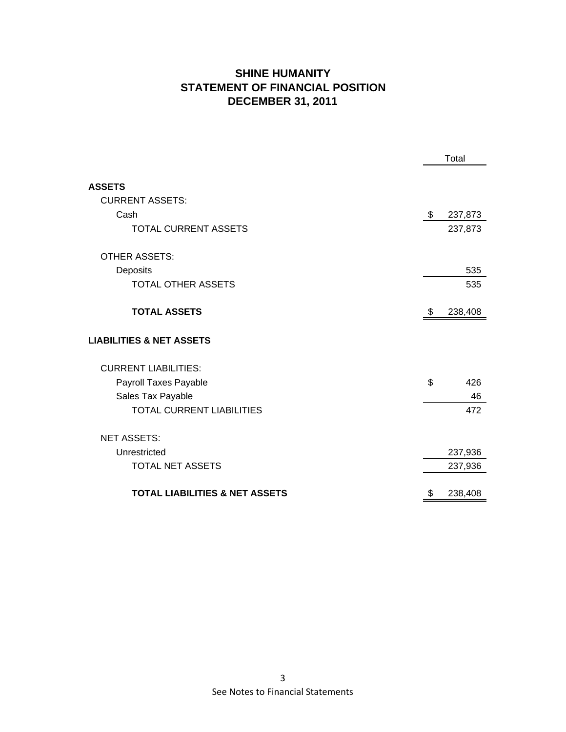# SHINE HUMANITY
## STATEMENT OF FINANCIAL POSITION
## DECEMBER 31, 2011

| | Total |
|---|---|
| **ASSETS** | |
| CURRENT ASSETS: | |
| Cash | $ 237,873 |
| TOTAL CURRENT ASSETS | 237,873 |
| OTHER ASSETS: | |
| Deposits | 535 |
| TOTAL OTHER ASSETS | 535 |
| **TOTAL ASSETS** | $ 238,408 |
| **LIABILITIES & NET ASSETS** | |
| CURRENT LIABILITIES: | |
| Payroll Taxes Payable | $ 426 |
| Sales Tax Payable | 46 |
| TOTAL CURRENT LIABILITIES | 472 |
| NET ASSETS: | |
| Unrestricted | 237,936 |
| TOTAL NET ASSETS | 237,936 |
| **TOTAL LIABILITIES & NET ASSETS** | $ 238,408 |

See Notes to Financial Statements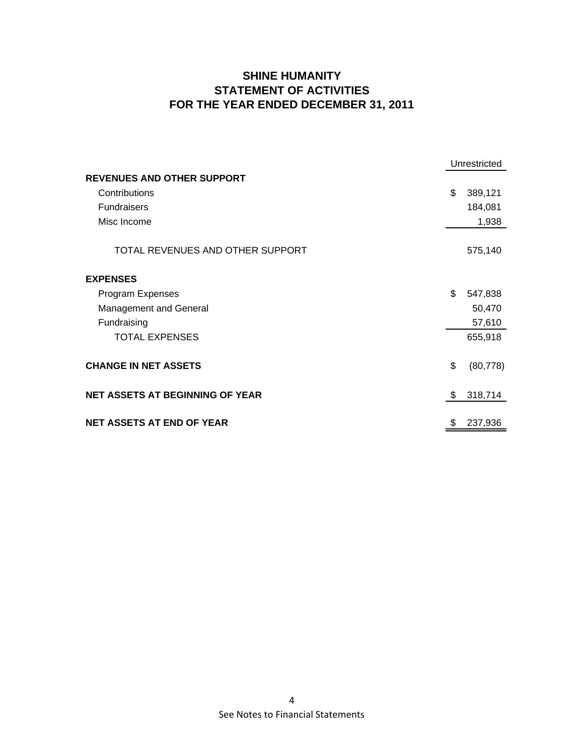# SHINE HUMANITY
## STATEMENT OF ACTIVITIES
## FOR THE YEAR ENDED DECEMBER 31, 2011

| | Unrestricted |
|---|---|
| **REVENUES AND OTHER SUPPORT** | |
| Contributions | $ 389,121 |
| Fundraisers | 184,081 |
| Misc Income | 1,938 |
| TOTAL REVENUES AND OTHER SUPPORT | 575,140 |
| **EXPENSES** | |
| Program Expenses | $ 547,838 |
| Management and General | 50,470 |
| Fundraising | 57,610 |
| TOTAL EXPENSES | 655,918 |
| **CHANGE IN NET ASSETS** | $ (80,778) |
| **NET ASSETS AT BEGINNING OF YEAR** | $ 318,714 |
| **NET ASSETS AT END OF YEAR** | $ 237,936 |

See Notes to Financial Statements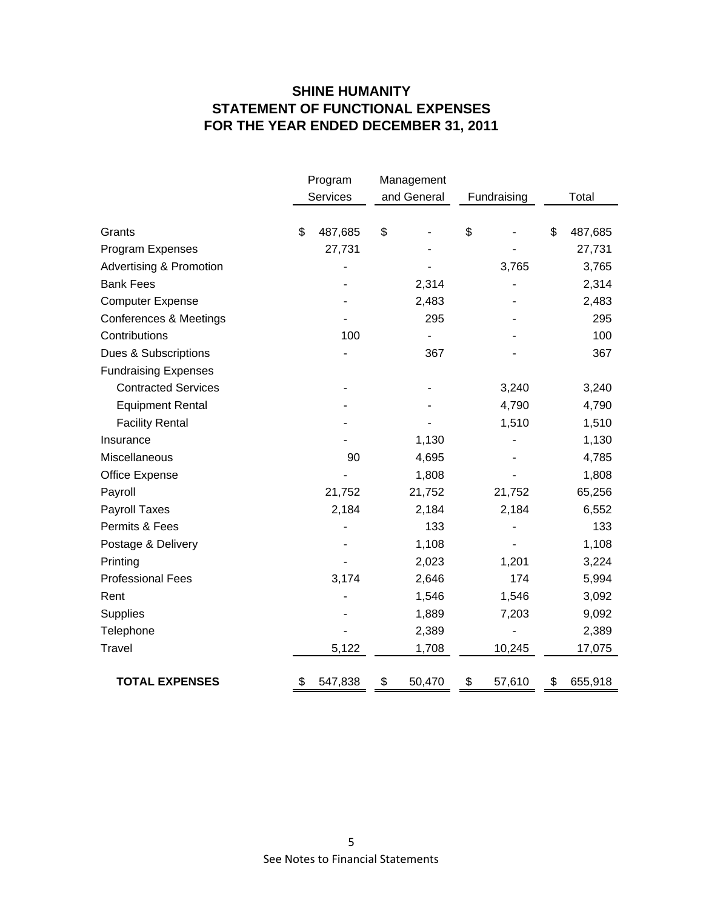# SHINE HUMANITY
## STATEMENT OF FUNCTIONAL EXPENSES
## FOR THE YEAR ENDED DECEMBER 31, 2011

| | Program Services | Management and General | Fundraising | Total |
|---|---|---|---|---|
| Grants | $ 487,685 | $ - | $ - | $ 487,685 |
| Program Expenses | 27,731 | - | - | 27,731 |
| Advertising & Promotion | - | - | 3,765 | 3,765 |
| Bank Fees | - | 2,314 | - | 2,314 |
| Computer Expense | - | 2,483 | - | 2,483 |
| Conferences & Meetings | - | 295 | - | 295 |
| Contributions | 100 | - | - | 100 |
| Dues & Subscriptions | - | 367 | - | 367 |
| Fundraising Expenses | | | | |
| Contracted Services | - | - | 3,240 | 3,240 |
| Equipment Rental | - | - | 4,790 | 4,790 |
| Facility Rental | - | - | 1,510 | 1,510 |
| Insurance | - | 1,130 | - | 1,130 |
| Miscellaneous | 90 | 4,695 | - | 4,785 |
| Office Expense | - | 1,808 | - | 1,808 |
| Payroll | 21,752 | 21,752 | 21,752 | 65,256 |
| Payroll Taxes | 2,184 | 2,184 | 2,184 | 6,552 |
| Permits & Fees | - | 133 | - | 133 |
| Postage & Delivery | - | 1,108 | - | 1,108 |
| Printing | - | 2,023 | 1,201 | 3,224 |
| Professional Fees | 3,174 | 2,646 | 174 | 5,994 |
| Rent | - | 1,546 | 1,546 | 3,092 |
| Supplies | - | 1,889 | 7,203 | 9,092 |
| Telephone | - | 2,389 | - | 2,389 |
| Travel | 5,122 | 1,708 | 10,245 | 17,075 |
| **TOTAL EXPENSES** | $ 547,838 | $ 50,470 | $ 57,610 | $ 655,918 |

See Notes to Financial Statements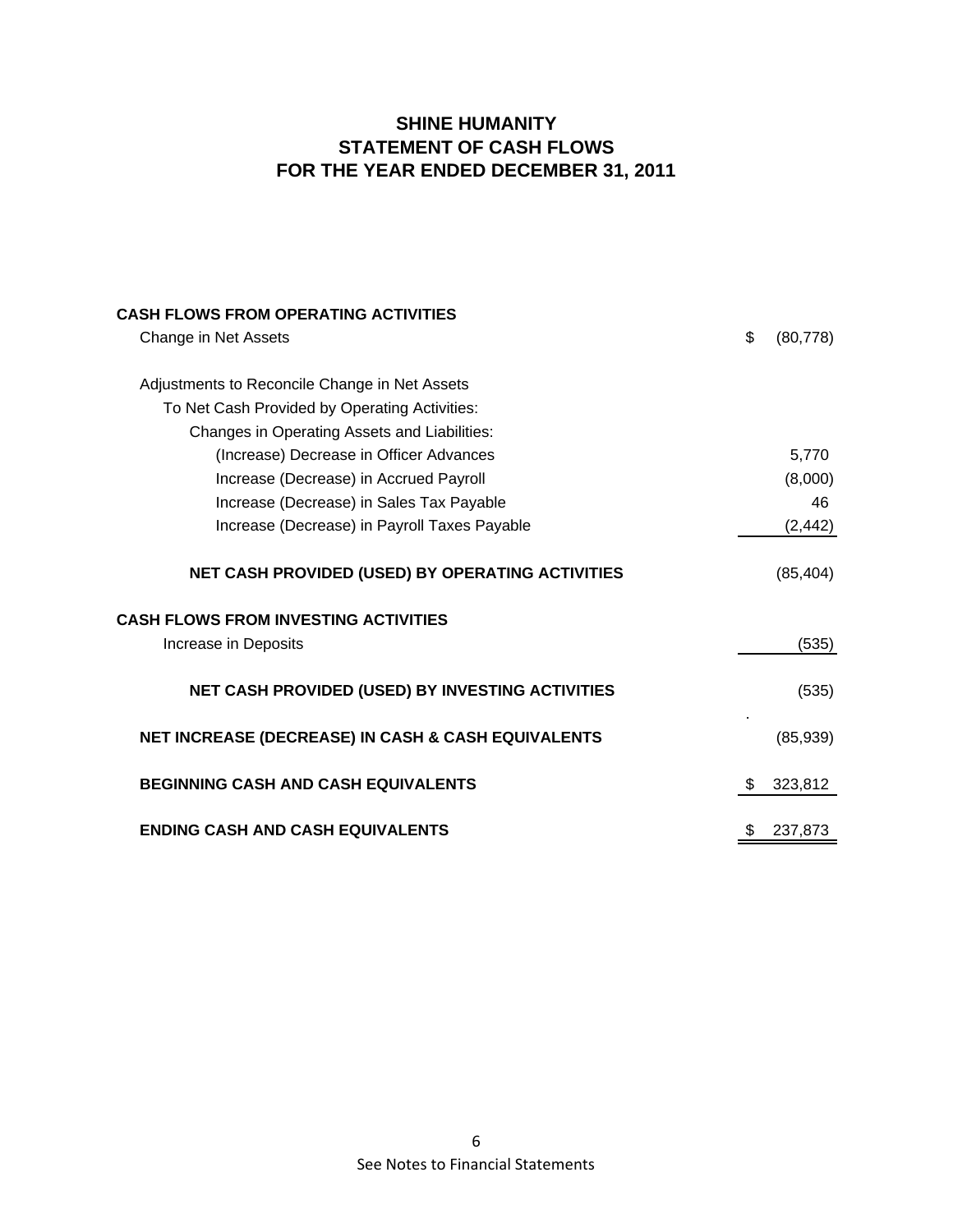# SHINE HUMANITY
## STATEMENT OF CASH FLOWS
## FOR THE YEAR ENDED DECEMBER 31, 2011

| | |
|---|---|
| **CASH FLOWS FROM OPERATING ACTIVITIES** | |
| Change in Net Assets | $ (80,778) |
| | |
| Adjustments to Reconcile Change in Net Assets | |
| To Net Cash Provided by Operating Activities: | |
| Changes in Operating Assets and Liabilities: | |
| (Increase) Decrease in Officer Advances | 5,770 |
| Increase (Decrease) in Accrued Payroll | (8,000) |
| Increase (Decrease) in Sales Tax Payable | 46 |
| Increase (Decrease) in Payroll Taxes Payable | (2,442) |
| | |
| **NET CASH PROVIDED (USED) BY OPERATING ACTIVITIES** | (85,404) |
| | |
| **CASH FLOWS FROM INVESTING ACTIVITIES** | |
| Increase in Deposits | (535) |
| | |
| **NET CASH PROVIDED (USED) BY INVESTING ACTIVITIES** | (535) |
| | |
| **NET INCREASE (DECREASE) IN CASH & CASH EQUIVALENTS** | (85,939) |
| | |
| **BEGINNING CASH AND CASH EQUIVALENTS** | $ 323,812 |
| | |
| **ENDING CASH AND CASH EQUIVALENTS** | $ 237,873 |

See Notes to Financial Statements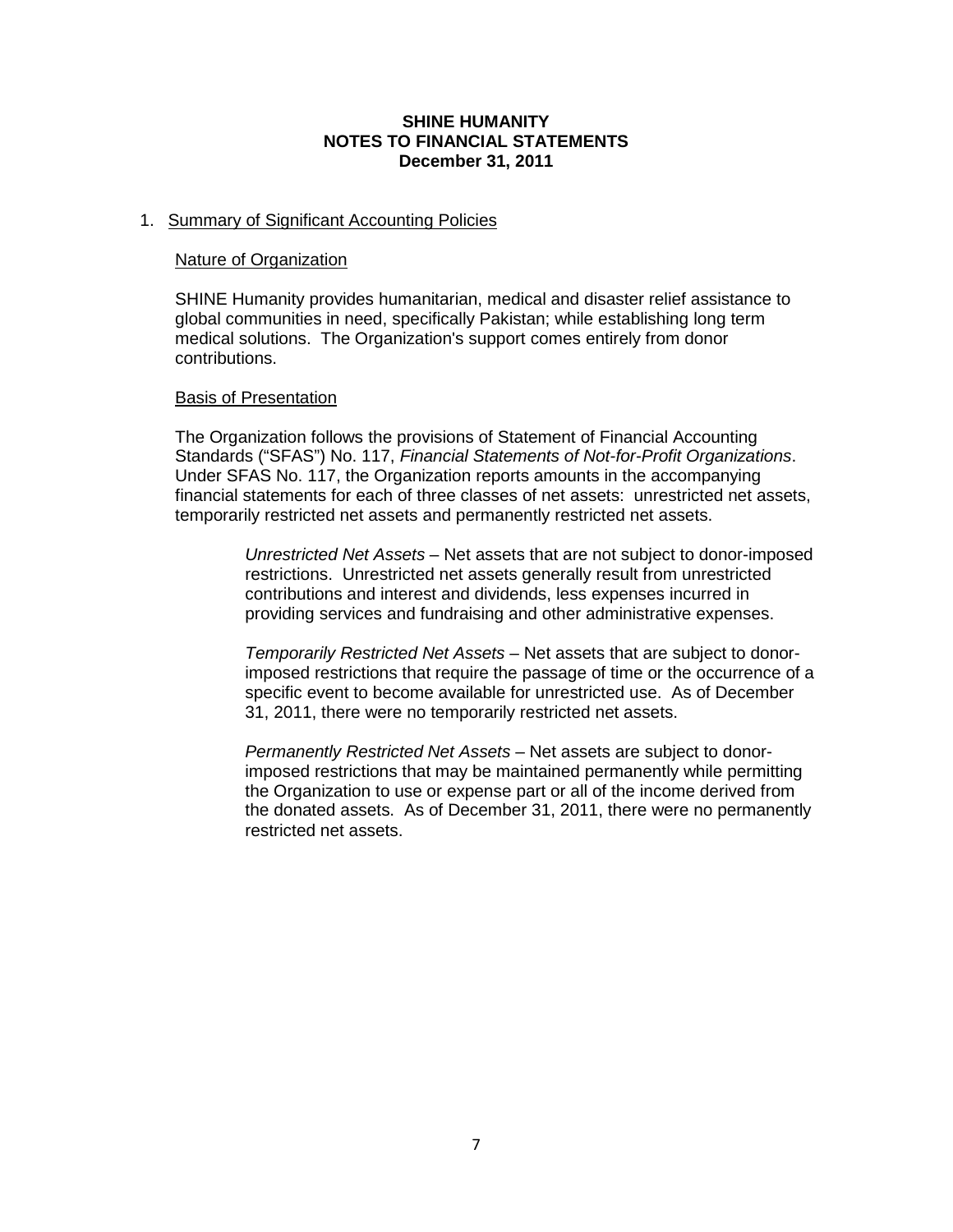# SHINE HUMANITY
## NOTES TO FINANCIAL STATEMENTS
### December 31, 2011

1. Summary of Significant Accounting Policies

   Nature of Organization

   SHINE Humanity provides humanitarian, medical and disaster relief assistance to global communities in need, specifically Pakistan; while establishing long term medical solutions. The Organization's support comes entirely from donor contributions.

   Basis of Presentation

   The Organization follows the provisions of Statement of Financial Accounting Standards ("SFAS") No. 117, *Financial Statements of Not-for-Profit Organizations*. Under SFAS No. 117, the Organization reports amounts in the accompanying financial statements for each of three classes of net assets: unrestricted net assets, temporarily restricted net assets and permanently restricted net assets.

   *Unrestricted Net Assets* – Net assets that are not subject to donor-imposed restrictions. Unrestricted net assets generally result from unrestricted contributions and interest and dividends, less expenses incurred in providing services and fundraising and other administrative expenses.

   *Temporarily Restricted Net Assets* – Net assets that are subject to donor-imposed restrictions that require the passage of time or the occurrence of a specific event to become available for unrestricted use. As of December 31, 2011, there were no temporarily restricted net assets.

   *Permanently Restricted Net Assets* – Net assets are subject to donor-imposed restrictions that may be maintained permanently while permitting the Organization to use or expense part or all of the income derived from the donated assets. As of December 31, 2011, there were no permanently restricted net assets.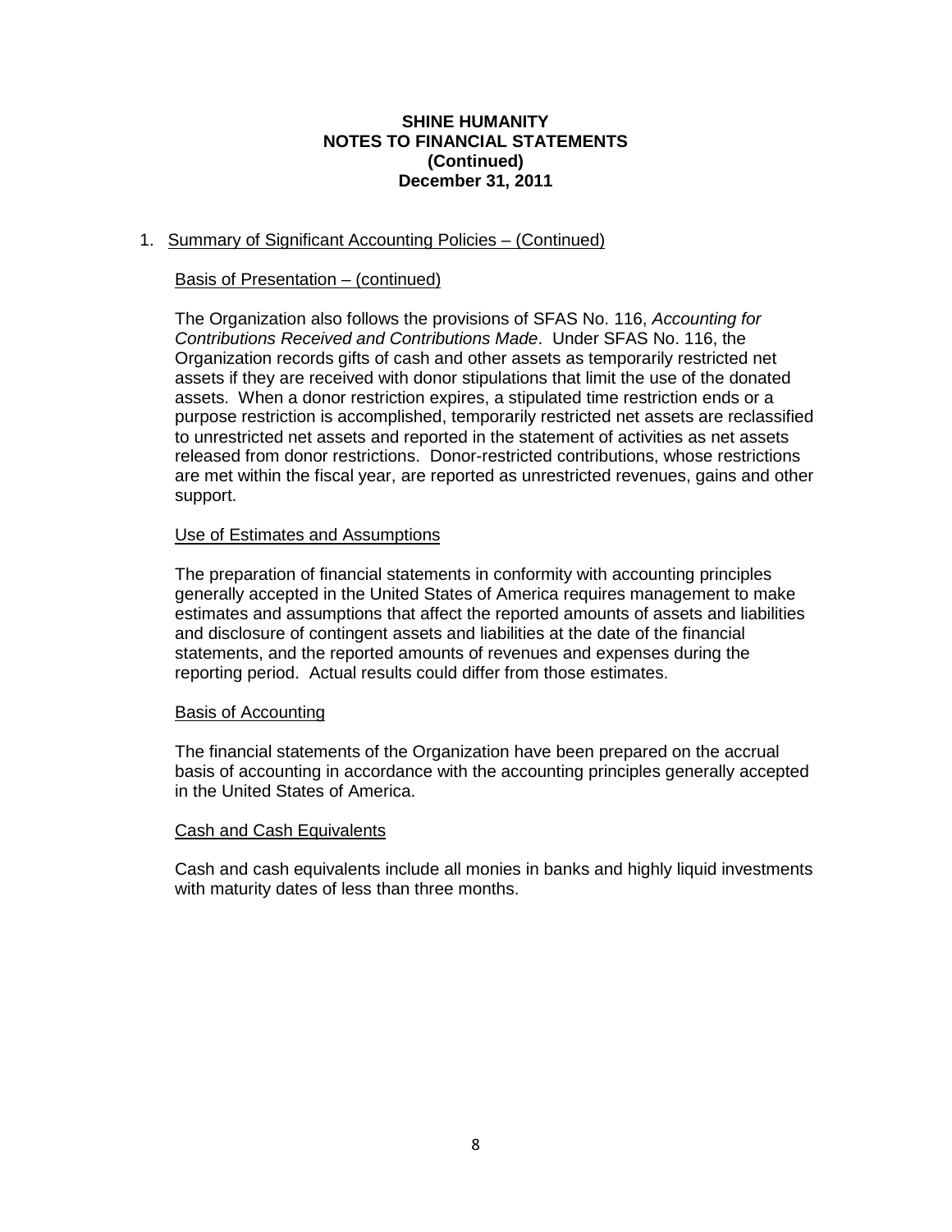# SHINE HUMANITY
## NOTES TO FINANCIAL STATEMENTS
## (Continued)
## December 31, 2011

1. Summary of Significant Accounting Policies – (Continued)

### Basis of Presentation – (continued)

The Organization also follows the provisions of SFAS No. 116, *Accounting for Contributions Received and Contributions Made*. Under SFAS No. 116, the Organization records gifts of cash and other assets as temporarily restricted net assets if they are received with donor stipulations that limit the use of the donated assets. When a donor restriction expires, a stipulated time restriction ends or a purpose restriction is accomplished, temporarily restricted net assets are reclassified to unrestricted net assets and reported in the statement of activities as net assets released from donor restrictions. Donor-restricted contributions, whose restrictions are met within the fiscal year, are reported as unrestricted revenues, gains and other support.

### Use of Estimates and Assumptions

The preparation of financial statements in conformity with accounting principles generally accepted in the United States of America requires management to make estimates and assumptions that affect the reported amounts of assets and liabilities and disclosure of contingent assets and liabilities at the date of the financial statements, and the reported amounts of revenues and expenses during the reporting period. Actual results could differ from those estimates.

### Basis of Accounting

The financial statements of the Organization have been prepared on the accrual basis of accounting in accordance with the accounting principles generally accepted in the United States of America.

### Cash and Cash Equivalents

Cash and cash equivalents include all monies in banks and highly liquid investments with maturity dates of less than three months.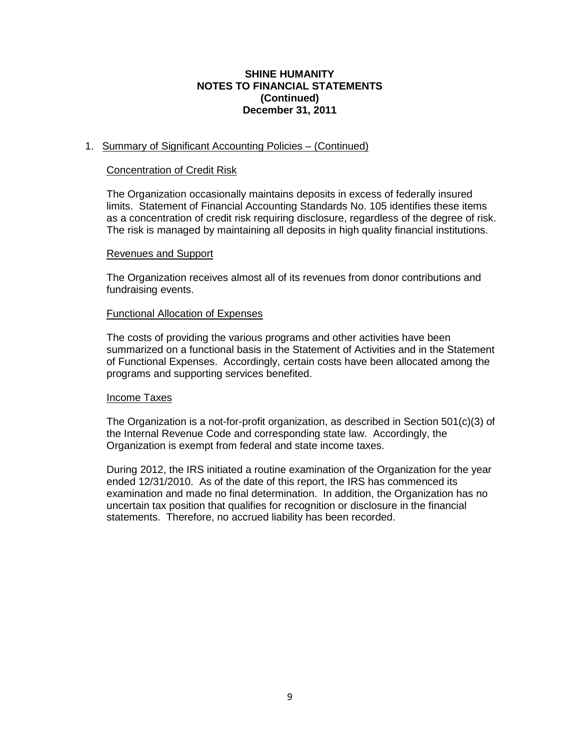**SHINE HUMANITY**
**NOTES TO FINANCIAL STATEMENTS**
**(Continued)**
**December 31, 2011**

1. Summary of Significant Accounting Policies – (Continued)

### Concentration of Credit Risk

The Organization occasionally maintains deposits in excess of federally insured limits. Statement of Financial Accounting Standards No. 105 identifies these items as a concentration of credit risk requiring disclosure, regardless of the degree of risk. The risk is managed by maintaining all deposits in high quality financial institutions.

### Revenues and Support

The Organization receives almost all of its revenues from donor contributions and fundraising events.

### Functional Allocation of Expenses

The costs of providing the various programs and other activities have been summarized on a functional basis in the Statement of Activities and in the Statement of Functional Expenses. Accordingly, certain costs have been allocated among the programs and supporting services benefited.

### Income Taxes

The Organization is a not-for-profit organization, as described in Section 501(c)(3) of the Internal Revenue Code and corresponding state law. Accordingly, the Organization is exempt from federal and state income taxes.

During 2012, the IRS initiated a routine examination of the Organization for the year ended 12/31/2010. As of the date of this report, the IRS has commenced its examination and made no final determination. In addition, the Organization has no uncertain tax position that qualifies for recognition or disclosure in the financial statements. Therefore, no accrued liability has been recorded.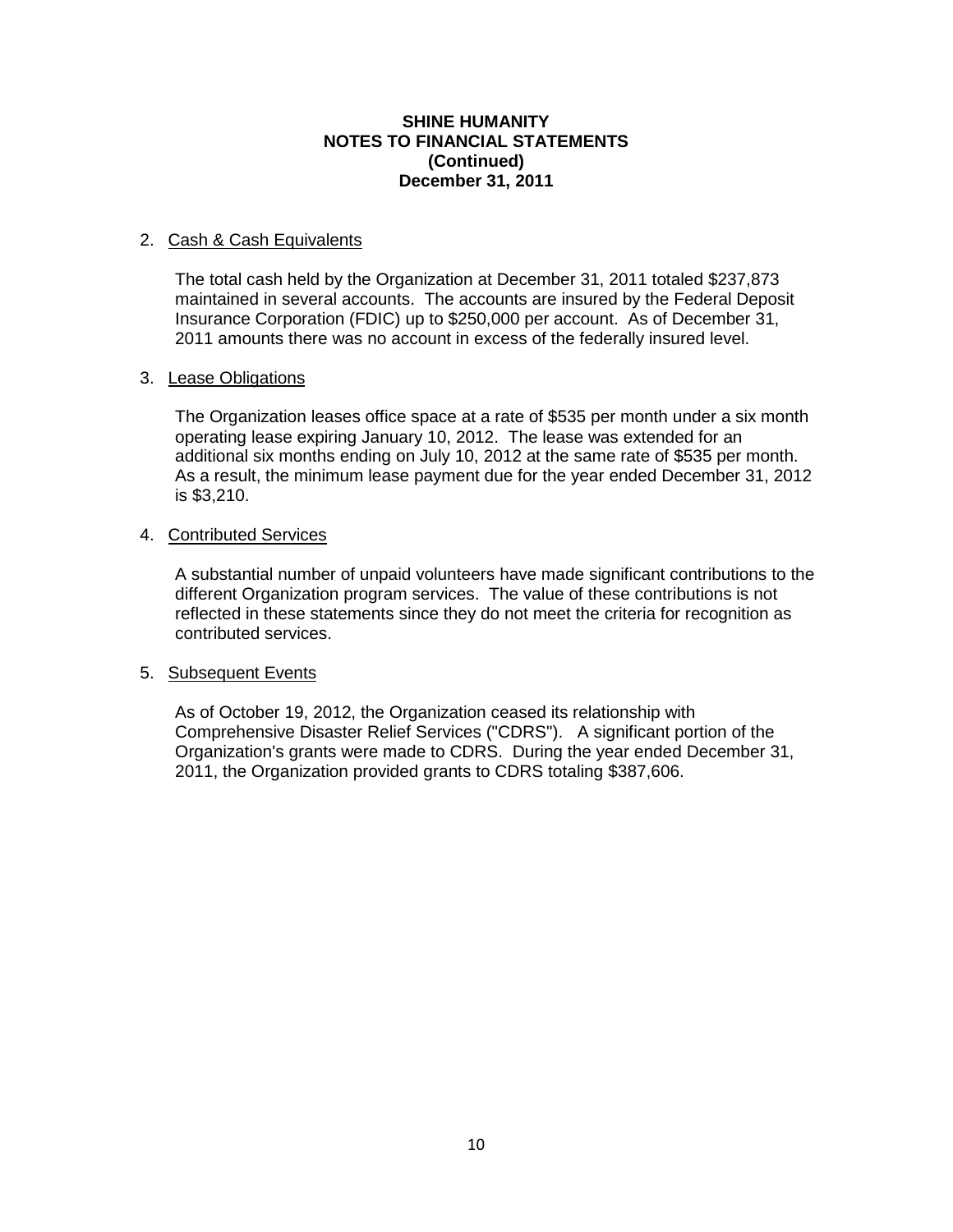**SHINE HUMANITY**
**NOTES TO FINANCIAL STATEMENTS**
**(Continued)**
**December 31, 2011**

2. Cash & Cash Equivalents

   The total cash held by the Organization at December 31, 2011 totaled $237,873 maintained in several accounts. The accounts are insured by the Federal Deposit Insurance Corporation (FDIC) up to $250,000 per account. As of December 31, 2011 amounts there was no account in excess of the federally insured level.

3. Lease Obligations

   The Organization leases office space at a rate of $535 per month under a six month operating lease expiring January 10, 2012. The lease was extended for an additional six months ending on July 10, 2012 at the same rate of $535 per month. As a result, the minimum lease payment due for the year ended December 31, 2012 is $3,210.

4. Contributed Services

   A substantial number of unpaid volunteers have made significant contributions to the different Organization program services. The value of these contributions is not reflected in these statements since they do not meet the criteria for recognition as contributed services.

5. Subsequent Events

   As of October 19, 2012, the Organization ceased its relationship with Comprehensive Disaster Relief Services ("CDRS"). A significant portion of the Organization's grants were made to CDRS. During the year ended December 31, 2011, the Organization provided grants to CDRS totaling $387,606.